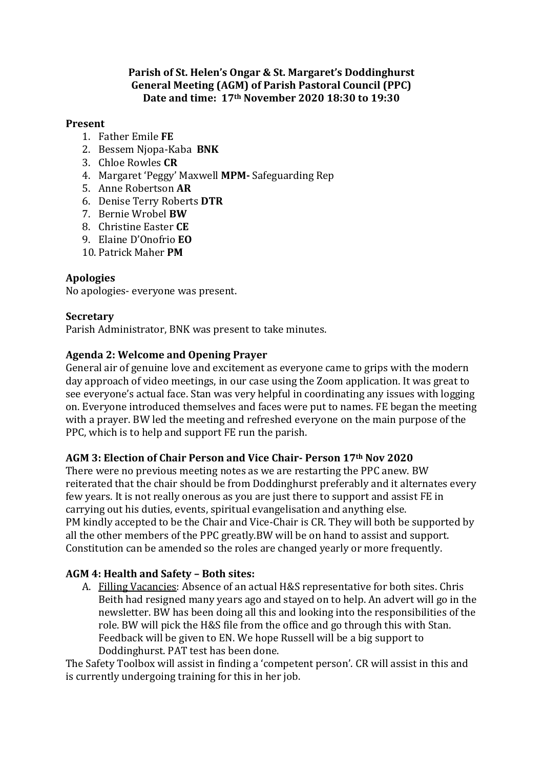**Parish of St. Helen's Ongar & St. Margaret's Doddinghurst**
**General Meeting (AGM) of Parish Pastoral Council (PPC)**
**Date and time: 17th November 2020 18:30 to 19:30**

## Present

1. Father Emile **FE**
2. Bessem Njopa-Kaba **BNK**
3. Chloe Rowles **CR**
4. Margaret 'Peggy' Maxwell **MPM-** Safeguarding Rep
5. Anne Robertson **AR**
6. Denise Terry Roberts **DTR**
7. Bernie Wrobel **BW**
8. Christine Easter **CE**
9. Elaine D'Onofrio **EO**
10. Patrick Maher **PM**

## Apologies

No apologies- everyone was present.

## Secretary

Parish Administrator, BNK was present to take minutes.

## Agenda 2: Welcome and Opening Prayer

General air of genuine love and excitement as everyone came to grips with the modern day approach of video meetings, in our case using the Zoom application. It was great to see everyone's actual face. Stan was very helpful in coordinating any issues with logging on. Everyone introduced themselves and faces were put to names. FE began the meeting with a prayer. BW led the meeting and refreshed everyone on the main purpose of the PPC, which is to help and support FE run the parish.

## AGM 3: Election of Chair Person and Vice Chair- Person 17th Nov 2020

There were no previous meeting notes as we are restarting the PPC anew. BW reiterated that the chair should be from Doddinghurst preferably and it alternates every few years. It is not really onerous as you are just there to support and assist FE in carrying out his duties, events, spiritual evangelisation and anything else.
PM kindly accepted to be the Chair and Vice-Chair is CR. They will both be supported by all the other members of the PPC greatly.BW will be on hand to assist and support. Constitution can be amended so the roles are changed yearly or more frequently.

## AGM 4: Health and Safety – Both sites:

A. Filling Vacancies: Absence of an actual H&S representative for both sites. Chris Beith had resigned many years ago and stayed on to help. An advert will go in the newsletter. BW has been doing all this and looking into the responsibilities of the role. BW will pick the H&S file from the office and go through this with Stan. Feedback will be given to EN. We hope Russell will be a big support to Doddinghurst. PAT test has been done.

The Safety Toolbox will assist in finding a 'competent person'. CR will assist in this and is currently undergoing training for this in her job.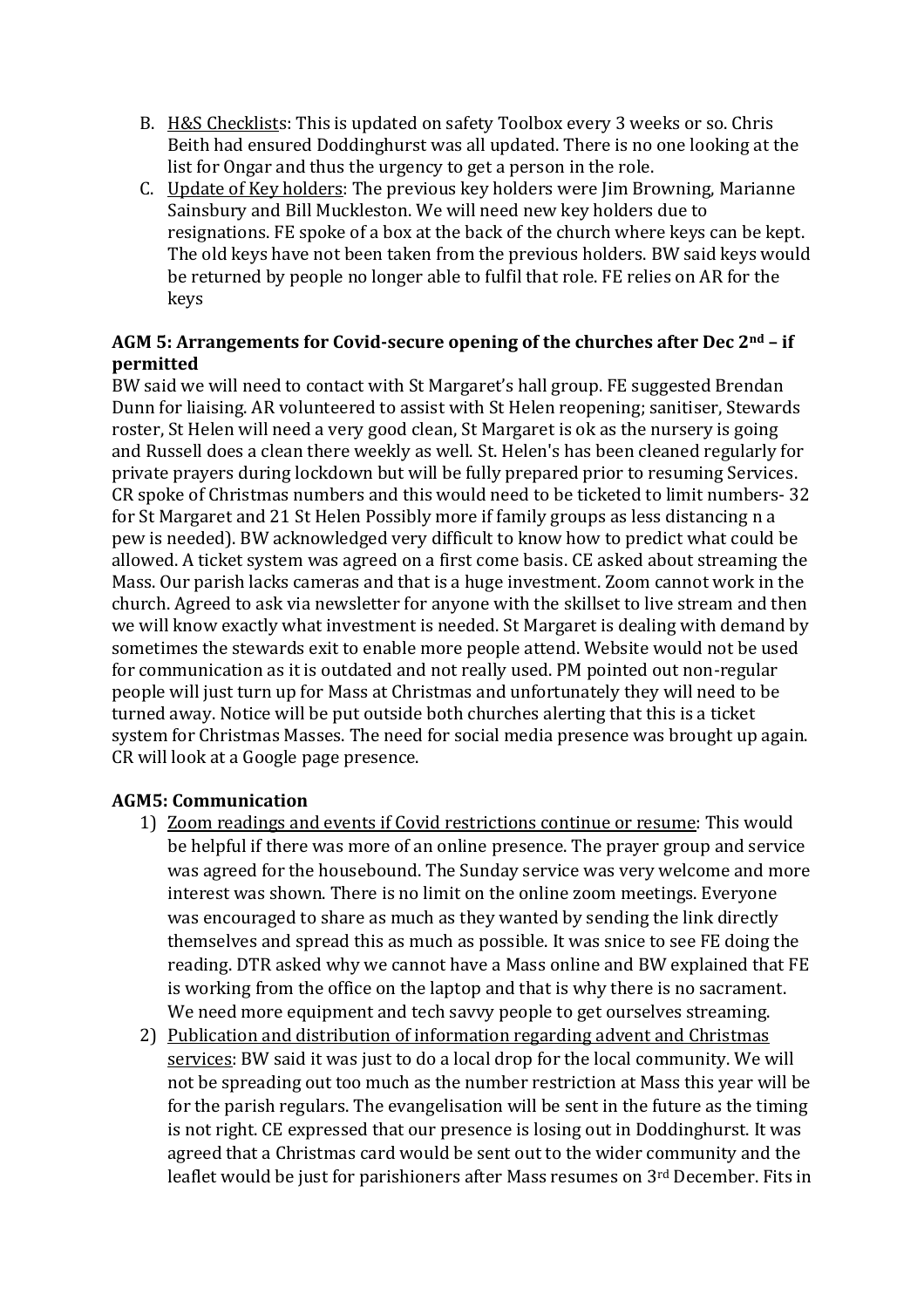B. <u>H&S Checklists</u>: This is updated on safety Toolbox every 3 weeks or so. Chris Beith had ensured Doddinghurst was all updated. There is no one looking at the list for Ongar and thus the urgency to get a person in the role.

C. <u>Update of Key holders</u>: The previous key holders were Jim Browning, Marianne Sainsbury and Bill Muckleston. We will need new key holders due to resignations. FE spoke of a box at the back of the church where keys can be kept. The old keys have not been taken from the previous holders. BW said keys would be returned by people no longer able to fulfil that role. FE relies on AR for the keys

**AGM 5: Arrangements for Covid-secure opening of the churches after Dec 2nd – if permitted**

BW said we will need to contact with St Margaret's hall group. FE suggested Brendan Dunn for liaising. AR volunteered to assist with St Helen reopening; sanitiser, Stewards roster, St Helen will need a very good clean, St Margaret is ok as the nursery is going and Russell does a clean there weekly as well. St. Helen's has been cleaned regularly for private prayers during lockdown but will be fully prepared prior to resuming Services. CR spoke of Christmas numbers and this would need to be ticketed to limit numbers- 32 for St Margaret and 21 St Helen Possibly more if family groups as less distancing n a pew is needed). BW acknowledged very difficult to know how to predict what could be allowed. A ticket system was agreed on a first come basis. CE asked about streaming the Mass. Our parish lacks cameras and that is a huge investment. Zoom cannot work in the church. Agreed to ask via newsletter for anyone with the skillset to live stream and then we will know exactly what investment is needed. St Margaret is dealing with demand by sometimes the stewards exit to enable more people attend. Website would not be used for communication as it is outdated and not really used. PM pointed out non-regular people will just turn up for Mass at Christmas and unfortunately they will need to be turned away. Notice will be put outside both churches alerting that this is a ticket system for Christmas Masses. The need for social media presence was brought up again. CR will look at a Google page presence.

**AGM5: Communication**

1) <u>Zoom readings and events if Covid restrictions continue or resume</u>: This would be helpful if there was more of an online presence. The prayer group and service was agreed for the housebound. The Sunday service was very welcome and more interest was shown. There is no limit on the online zoom meetings. Everyone was encouraged to share as much as they wanted by sending the link directly themselves and spread this as much as possible. It was snice to see FE doing the reading. DTR asked why we cannot have a Mass online and BW explained that FE is working from the office on the laptop and that is why there is no sacrament. We need more equipment and tech savvy people to get ourselves streaming.

2) <u>Publication and distribution of information regarding advent and Christmas services</u>: BW said it was just to do a local drop for the local community. We will not be spreading out too much as the number restriction at Mass this year will be for the parish regulars. The evangelisation will be sent in the future as the timing is not right. CE expressed that our presence is losing out in Doddinghurst. It was agreed that a Christmas card would be sent out to the wider community and the leaflet would be just for parishioners after Mass resumes on 3rd December. Fits in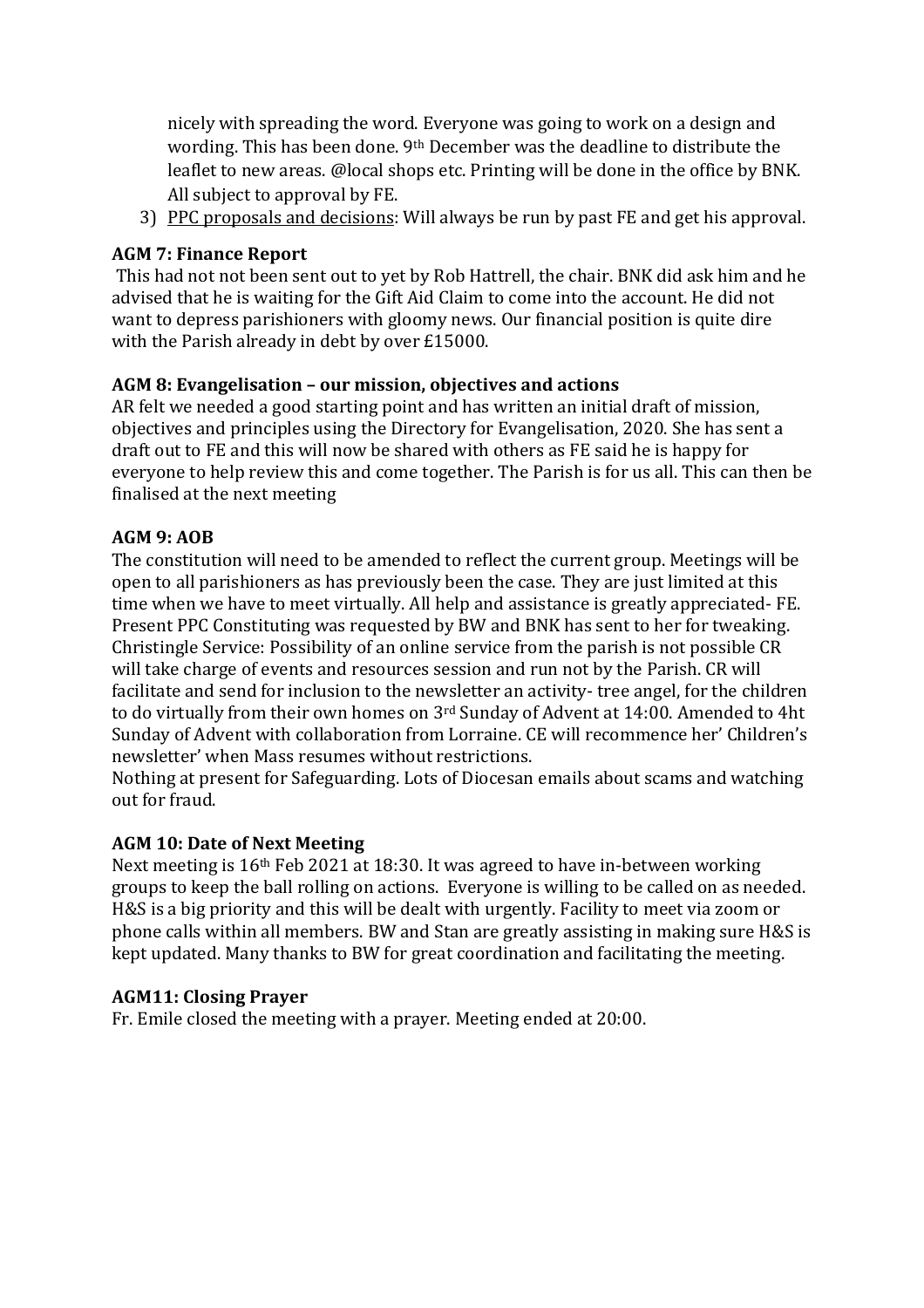nicely with spreading the word. Everyone was going to work on a design and wording. This has been done. 9th December was the deadline to distribute the leaflet to new areas. @local shops etc. Printing will be done in the office by BNK. All subject to approval by FE.

3) PPC proposals and decisions: Will always be run by past FE and get his approval.

**AGM 7: Finance Report**

This had not not been sent out to yet by Rob Hattrell, the chair. BNK did ask him and he advised that he is waiting for the Gift Aid Claim to come into the account. He did not want to depress parishioners with gloomy news. Our financial position is quite dire with the Parish already in debt by over £15000.

**AGM 8: Evangelisation – our mission, objectives and actions**

AR felt we needed a good starting point and has written an initial draft of mission, objectives and principles using the Directory for Evangelisation, 2020. She has sent a draft out to FE and this will now be shared with others as FE said he is happy for everyone to help review this and come together. The Parish is for us all. This can then be finalised at the next meeting

**AGM 9: AOB**

The constitution will need to be amended to reflect the current group. Meetings will be open to all parishioners as has previously been the case. They are just limited at this time when we have to meet virtually. All help and assistance is greatly appreciated- FE. Present PPC Constituting was requested by BW and BNK has sent to her for tweaking. Christingle Service: Possibility of an online service from the parish is not possible CR will take charge of events and resources session and run not by the Parish. CR will facilitate and send for inclusion to the newsletter an activity- tree angel, for the children to do virtually from their own homes on 3rd Sunday of Advent at 14:00. Amended to 4ht Sunday of Advent with collaboration from Lorraine. CE will recommence her' Children's newsletter' when Mass resumes without restrictions.

Nothing at present for Safeguarding. Lots of Diocesan emails about scams and watching out for fraud.

**AGM 10: Date of Next Meeting**

Next meeting is 16th Feb 2021 at 18:30. It was agreed to have in-between working groups to keep the ball rolling on actions. Everyone is willing to be called on as needed. H&S is a big priority and this will be dealt with urgently. Facility to meet via zoom or phone calls within all members. BW and Stan are greatly assisting in making sure H&S is kept updated. Many thanks to BW for great coordination and facilitating the meeting.

**AGM11: Closing Prayer**

Fr. Emile closed the meeting with a prayer. Meeting ended at 20:00.